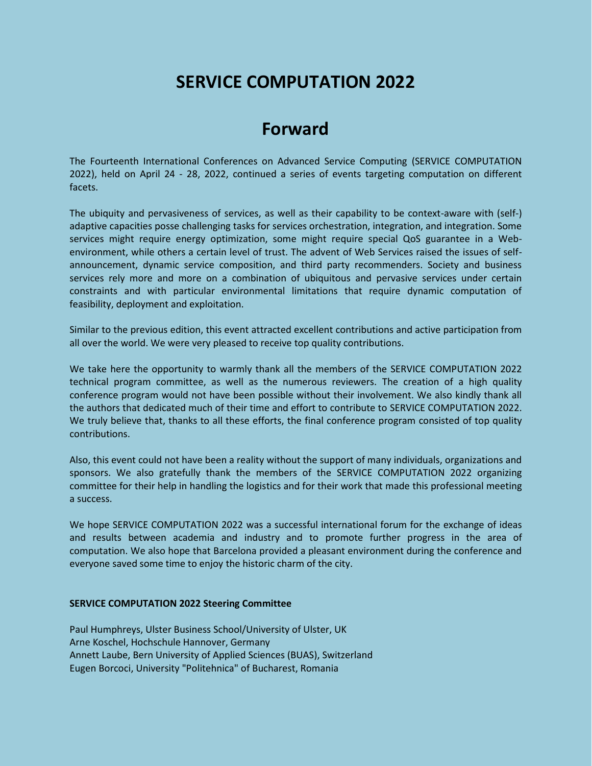# SERVICE COMPUTATION 2022

## Forward

The Fourteenth International Conferences on Advanced Service Computing (SERVICE COMPUTATION 2022), held on April 24 - 28, 2022, continued a series of events targeting computation on different facets.

The ubiquity and pervasiveness of services, as well as their capability to be context-aware with (self-) adaptive capacities posse challenging tasks for services orchestration, integration, and integration. Some services might require energy optimization, some might require special QoS guarantee in a Web-environment, while others a certain level of trust. The advent of Web Services raised the issues of self-announcement, dynamic service composition, and third party recommenders. Society and business services rely more and more on a combination of ubiquitous and pervasive services under certain constraints and with particular environmental limitations that require dynamic computation of feasibility, deployment and exploitation.

Similar to the previous edition, this event attracted excellent contributions and active participation from all over the world. We were very pleased to receive top quality contributions.

We take here the opportunity to warmly thank all the members of the SERVICE COMPUTATION 2022 technical program committee, as well as the numerous reviewers. The creation of a high quality conference program would not have been possible without their involvement. We also kindly thank all the authors that dedicated much of their time and effort to contribute to SERVICE COMPUTATION 2022. We truly believe that, thanks to all these efforts, the final conference program consisted of top quality contributions.

Also, this event could not have been a reality without the support of many individuals, organizations and sponsors. We also gratefully thank the members of the SERVICE COMPUTATION 2022 organizing committee for their help in handling the logistics and for their work that made this professional meeting a success.

We hope SERVICE COMPUTATION 2022 was a successful international forum for the exchange of ideas and results between academia and industry and to promote further progress in the area of computation. We also hope that Barcelona provided a pleasant environment during the conference and everyone saved some time to enjoy the historic charm of the city.

**SERVICE COMPUTATION 2022 Steering Committee**

Paul Humphreys, Ulster Business School/University of Ulster, UK
Arne Koschel, Hochschule Hannover, Germany
Annett Laube, Bern University of Applied Sciences (BUAS), Switzerland
Eugen Borcoci, University "Politehnica" of Bucharest, Romania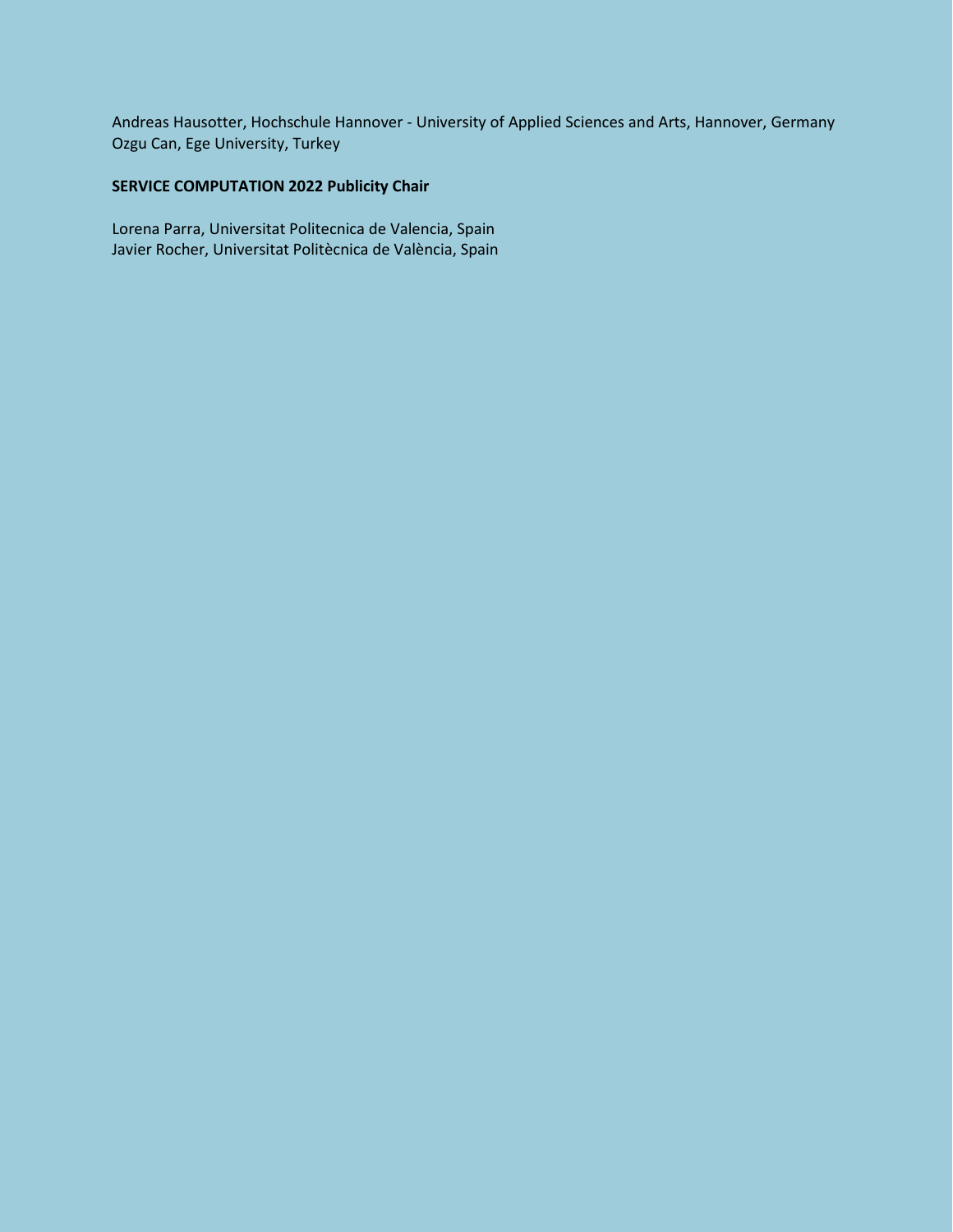Andreas Hausotter, Hochschule Hannover - University of Applied Sciences and Arts, Hannover, Germany
Ozgu Can, Ege University, Turkey

**SERVICE COMPUTATION 2022 Publicity Chair**

Lorena Parra, Universitat Politecnica de Valencia, Spain
Javier Rocher, Universitat Politècnica de València, Spain